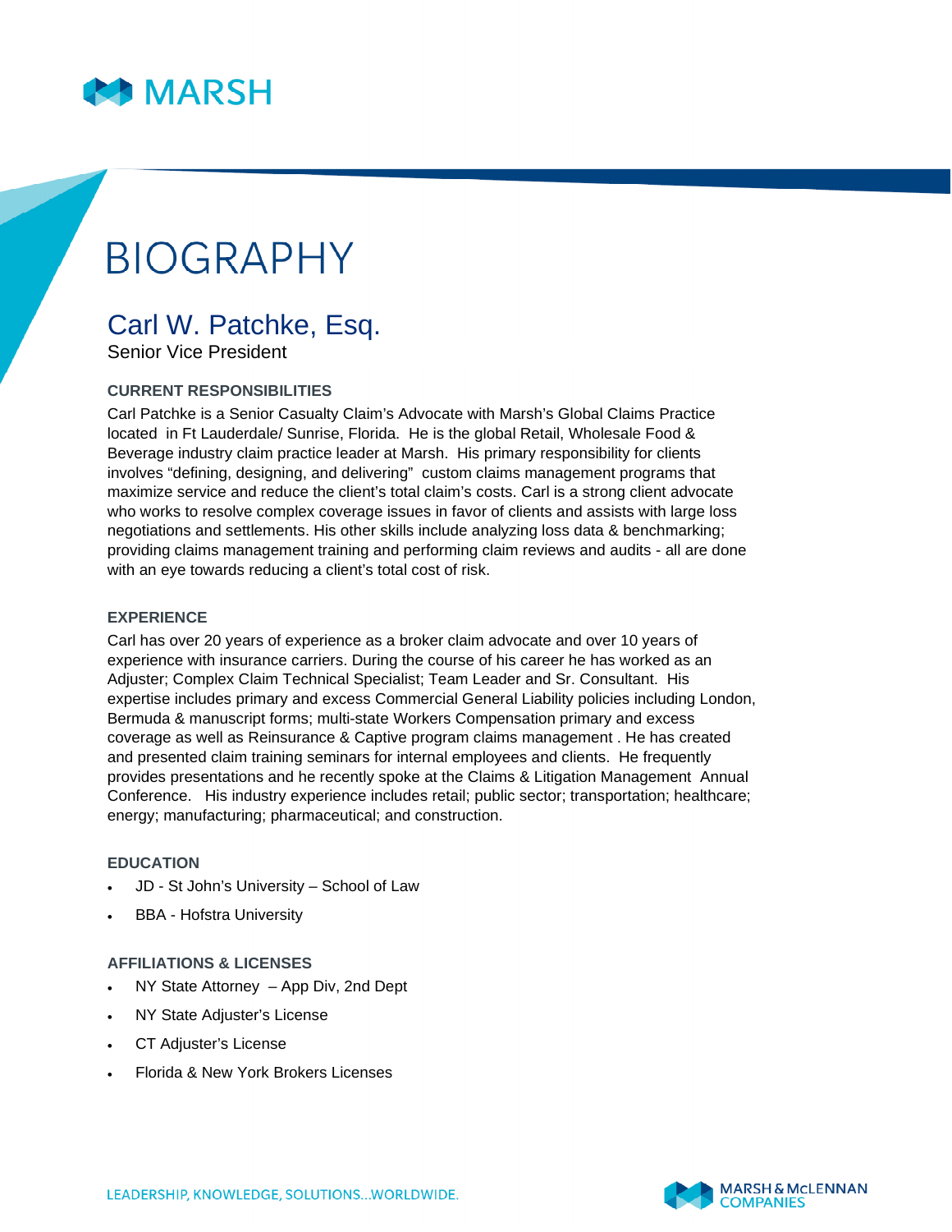# BIOGRAPHY

## Carl W. Patchke, Esq.

Senior Vice President

### CURRENT RESPONSIBILITIES

Carl Patchke is a Senior Casualty Claim's Advocate with Marsh's Global Claims Practice located in Ft Lauderdale/ Sunrise, Florida. He is the global Retail, Wholesale Food & Beverage industry claim practice leader at Marsh. His primary responsibility for clients involves "defining, designing, and delivering" custom claims management programs that maximize service and reduce the client's total claim's costs. Carl is a strong client advocate who works to resolve complex coverage issues in favor of clients and assists with large loss negotiations and settlements. His other skills include analyzing loss data & benchmarking; providing claims management training and performing claim reviews and audits - all are done with an eye towards reducing a client's total cost of risk.

### EXPERIENCE

Carl has over 20 years of experience as a broker claim advocate and over 10 years of experience with insurance carriers. During the course of his career he has worked as an Adjuster; Complex Claim Technical Specialist; Team Leader and Sr. Consultant. His expertise includes primary and excess Commercial General Liability policies including London, Bermuda & manuscript forms; multi-state Workers Compensation primary and excess coverage as well as Reinsurance & Captive program claims management . He has created and presented claim training seminars for internal employees and clients. He frequently provides presentations and he recently spoke at the Claims & Litigation Management Annual Conference. His industry experience includes retail; public sector; transportation; healthcare; energy; manufacturing; pharmaceutical; and construction.

### EDUCATION

- JD - St John's University – School of Law
- BBA - Hofstra University

### AFFILIATIONS & LICENSES

- NY State Attorney – App Div, 2nd Dept
- NY State Adjuster's License
- CT Adjuster's License
- Florida & New York Brokers Licenses